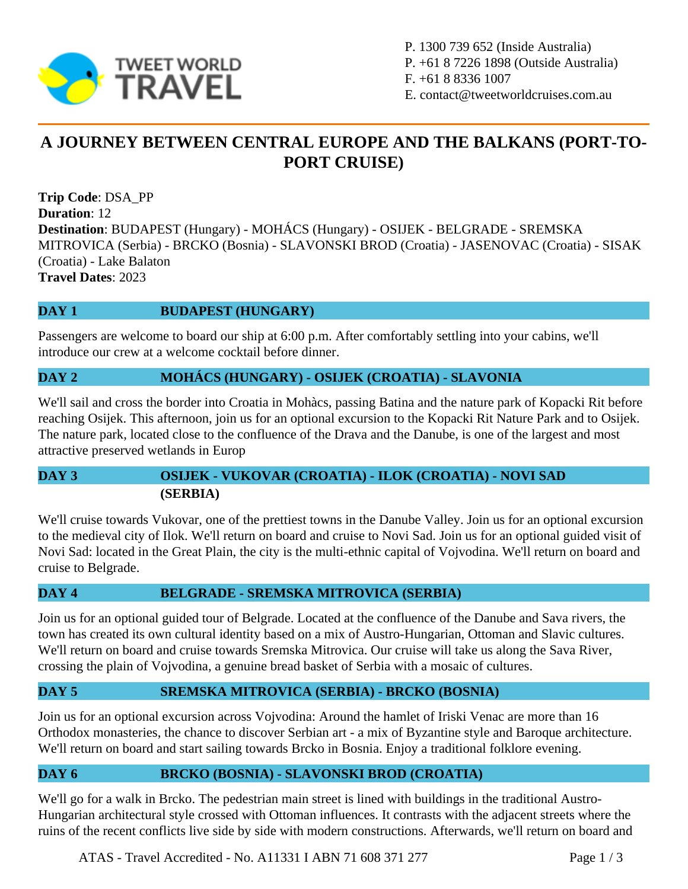P. 1300 739 652 (Inside Australia)
P. +61 8 7226 1898 (Outside Australia)
F. +61 8 8336 1007
E. contact@tweetworldcruises.com.au

# A JOURNEY BETWEEN CENTRAL EUROPE AND THE BALKANS (PORT-TO-PORT CRUISE)

**Trip Code**: DSA_PP
**Duration**: 12
**Destination**: BUDAPEST (Hungary) - MOHÁCS (Hungary) - OSIJEK - BELGRADE - SREMSKA MITROVICA (Serbia) - BRCKO (Bosnia) - SLAVONSKI BROD (Croatia) - JASENOVAC (Croatia) - SISAK (Croatia) - Lake Balaton
**Travel Dates**: 2023

## DAY 1 BUDAPEST (HUNGARY)

Passengers are welcome to board our ship at 6:00 p.m. After comfortably settling into your cabins, we'll introduce our crew at a welcome cocktail before dinner.

## DAY 2 MOHÁCS (HUNGARY) - OSIJEK (CROATIA) - SLAVONIA

We'll sail and cross the border into Croatia in Mohàcs, passing Batina and the nature park of Kopacki Rit before reaching Osijek. This afternoon, join us for an optional excursion to the Kopacki Rit Nature Park and to Osijek. The nature park, located close to the confluence of the Drava and the Danube, is one of the largest and most attractive preserved wetlands in Europ

## DAY 3 OSIJEK - VUKOVAR (CROATIA) - ILOK (CROATIA) - NOVI SAD (SERBIA)

We'll cruise towards Vukovar, one of the prettiest towns in the Danube Valley. Join us for an optional excursion to the medieval city of Ilok. We'll return on board and cruise to Novi Sad. Join us for an optional guided visit of Novi Sad: located in the Great Plain, the city is the multi-ethnic capital of Vojvodina. We'll return on board and cruise to Belgrade.

## DAY 4 BELGRADE - SREMSKA MITROVICA (SERBIA)

Join us for an optional guided tour of Belgrade. Located at the confluence of the Danube and Sava rivers, the town has created its own cultural identity based on a mix of Austro-Hungarian, Ottoman and Slavic cultures. We'll return on board and cruise towards Sremska Mitrovica. Our cruise will take us along the Sava River, crossing the plain of Vojvodina, a genuine bread basket of Serbia with a mosaic of cultures.

## DAY 5 SREMSKA MITROVICA (SERBIA) - BRCKO (BOSNIA)

Join us for an optional excursion across Vojvodina: Around the hamlet of Iriski Venac are more than 16 Orthodox monasteries, the chance to discover Serbian art - a mix of Byzantine style and Baroque architecture. We'll return on board and start sailing towards Brcko in Bosnia. Enjoy a traditional folklore evening.

## DAY 6 BRCKO (BOSNIA) - SLAVONSKI BROD (CROATIA)

We'll go for a walk in Brcko. The pedestrian main street is lined with buildings in the traditional Austro-Hungarian architectural style crossed with Ottoman influences. It contrasts with the adjacent streets where the ruins of the recent conflicts live side by side with modern constructions. Afterwards, we'll return on board and

ATAS - Travel Accredited - No. A11331 I ABN 71 608 371 277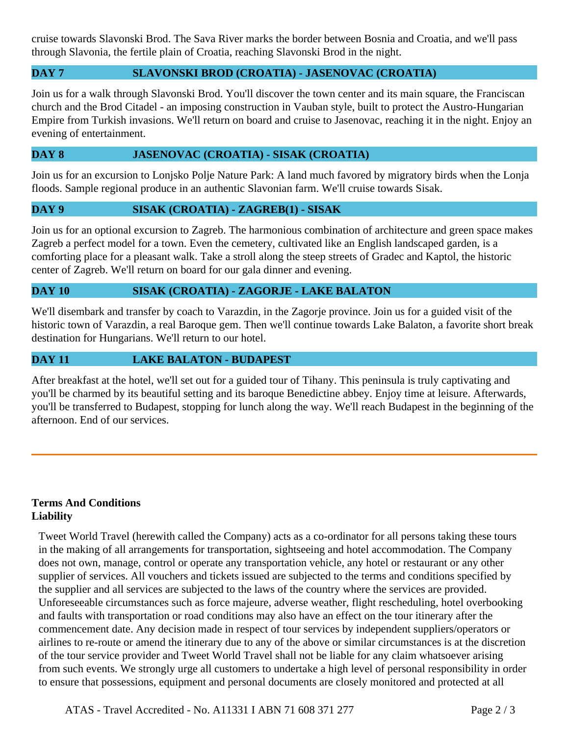cruise towards Slavonski Brod. The Sava River marks the border between Bosnia and Croatia, and we'll pass through Slavonia, the fertile plain of Croatia, reaching Slavonski Brod in the night.

### DAY 7 SLAVONSKI BROD (CROATIA) - JASENOVAC (CROATIA)

Join us for a walk through Slavonski Brod. You'll discover the town center and its main square, the Franciscan church and the Brod Citadel - an imposing construction in Vauban style, built to protect the Austro-Hungarian Empire from Turkish invasions. We'll return on board and cruise to Jasenovac, reaching it in the night. Enjoy an evening of entertainment.

### DAY 8 JASENOVAC (CROATIA) - SISAK (CROATIA)

Join us for an excursion to Lonjsko Polje Nature Park: A land much favored by migratory birds when the Lonja floods. Sample regional produce in an authentic Slavonian farm. We'll cruise towards Sisak.

### DAY 9 SISAK (CROATIA) - ZAGREB(1) - SISAK

Join us for an optional excursion to Zagreb. The harmonious combination of architecture and green space makes Zagreb a perfect model for a town. Even the cemetery, cultivated like an English landscaped garden, is a comforting place for a pleasant walk. Take a stroll along the steep streets of Gradec and Kaptol, the historic center of Zagreb. We'll return on board for our gala dinner and evening.

### DAY 10 SISAK (CROATIA) - ZAGORJE - LAKE BALATON

We'll disembark and transfer by coach to Varazdin, in the Zagorje province. Join us for a guided visit of the historic town of Varazdin, a real Baroque gem. Then we'll continue towards Lake Balaton, a favorite short break destination for Hungarians. We'll return to our hotel.

### DAY 11 LAKE BALATON - BUDAPEST

After breakfast at the hotel, we'll set out for a guided tour of Tihany. This peninsula is truly captivating and you'll be charmed by its beautiful setting and its baroque Benedictine abbey. Enjoy time at leisure. Afterwards, you'll be transferred to Budapest, stopping for lunch along the way. We'll reach Budapest in the beginning of the afternoon. End of our services.

---

**Terms And Conditions**
**Liability**

Tweet World Travel (herewith called the Company) acts as a co-ordinator for all persons taking these tours in the making of all arrangements for transportation, sightseeing and hotel accommodation. The Company does not own, manage, control or operate any transportation vehicle, any hotel or restaurant or any other supplier of services. All vouchers and tickets issued are subjected to the terms and conditions specified by the supplier and all services are subjected to the laws of the country where the services are provided. Unforeseeable circumstances such as force majeure, adverse weather, flight rescheduling, hotel overbooking and faults with transportation or road conditions may also have an effect on the tour itinerary after the commencement date. Any decision made in respect of tour services by independent suppliers/operators or airlines to re-route or amend the itinerary due to any of the above or similar circumstances is at the discretion of the tour service provider and Tweet World Travel shall not be liable for any claim whatsoever arising from such events. We strongly urge all customers to undertake a high level of personal responsibility in order to ensure that possessions, equipment and personal documents are closely monitored and protected at all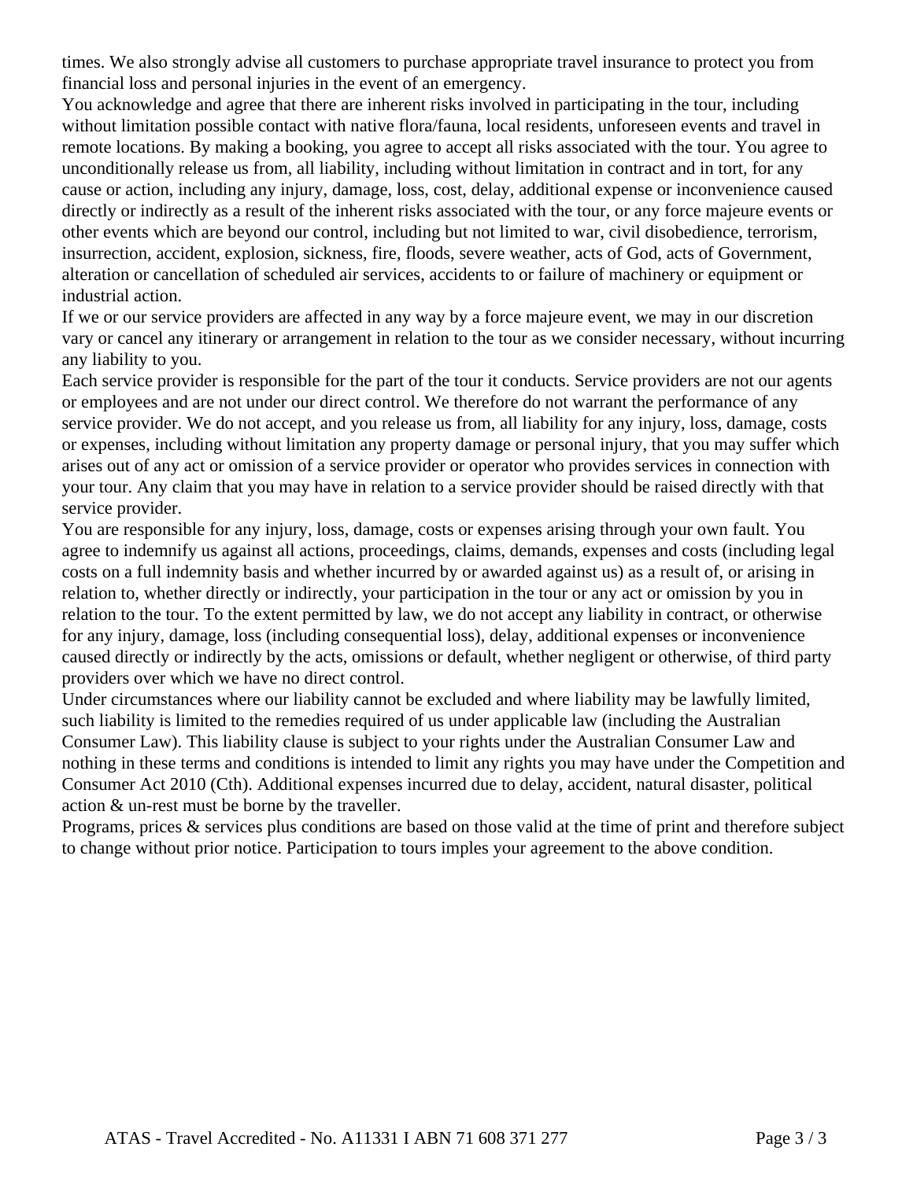times. We also strongly advise all customers to purchase appropriate travel insurance to protect you from financial loss and personal injuries in the event of an emergency.

You acknowledge and agree that there are inherent risks involved in participating in the tour, including without limitation possible contact with native flora/fauna, local residents, unforeseen events and travel in remote locations. By making a booking, you agree to accept all risks associated with the tour. You agree to unconditionally release us from, all liability, including without limitation in contract and in tort, for any cause or action, including any injury, damage, loss, cost, delay, additional expense or inconvenience caused directly or indirectly as a result of the inherent risks associated with the tour, or any force majeure events or other events which are beyond our control, including but not limited to war, civil disobedience, terrorism, insurrection, accident, explosion, sickness, fire, floods, severe weather, acts of God, acts of Government, alteration or cancellation of scheduled air services, accidents to or failure of machinery or equipment or industrial action.

If we or our service providers are affected in any way by a force majeure event, we may in our discretion vary or cancel any itinerary or arrangement in relation to the tour as we consider necessary, without incurring any liability to you.

Each service provider is responsible for the part of the tour it conducts. Service providers are not our agents or employees and are not under our direct control. We therefore do not warrant the performance of any service provider. We do not accept, and you release us from, all liability for any injury, loss, damage, costs or expenses, including without limitation any property damage or personal injury, that you may suffer which arises out of any act or omission of a service provider or operator who provides services in connection with your tour. Any claim that you may have in relation to a service provider should be raised directly with that service provider.

You are responsible for any injury, loss, damage, costs or expenses arising through your own fault. You agree to indemnify us against all actions, proceedings, claims, demands, expenses and costs (including legal costs on a full indemnity basis and whether incurred by or awarded against us) as a result of, or arising in relation to, whether directly or indirectly, your participation in the tour or any act or omission by you in relation to the tour. To the extent permitted by law, we do not accept any liability in contract, or otherwise for any injury, damage, loss (including consequential loss), delay, additional expenses or inconvenience caused directly or indirectly by the acts, omissions or default, whether negligent or otherwise, of third party providers over which we have no direct control.

Under circumstances where our liability cannot be excluded and where liability may be lawfully limited, such liability is limited to the remedies required of us under applicable law (including the Australian Consumer Law). This liability clause is subject to your rights under the Australian Consumer Law and nothing in these terms and conditions is intended to limit any rights you may have under the Competition and Consumer Act 2010 (Cth). Additional expenses incurred due to delay, accident, natural disaster, political action & un-rest must be borne by the traveller.

Programs, prices & services plus conditions are based on those valid at the time of print and therefore subject to change without prior notice. Participation to tours imples your agreement to the above condition.

ATAS - Travel Accredited - No. A11331 I ABN 71 608 371 277